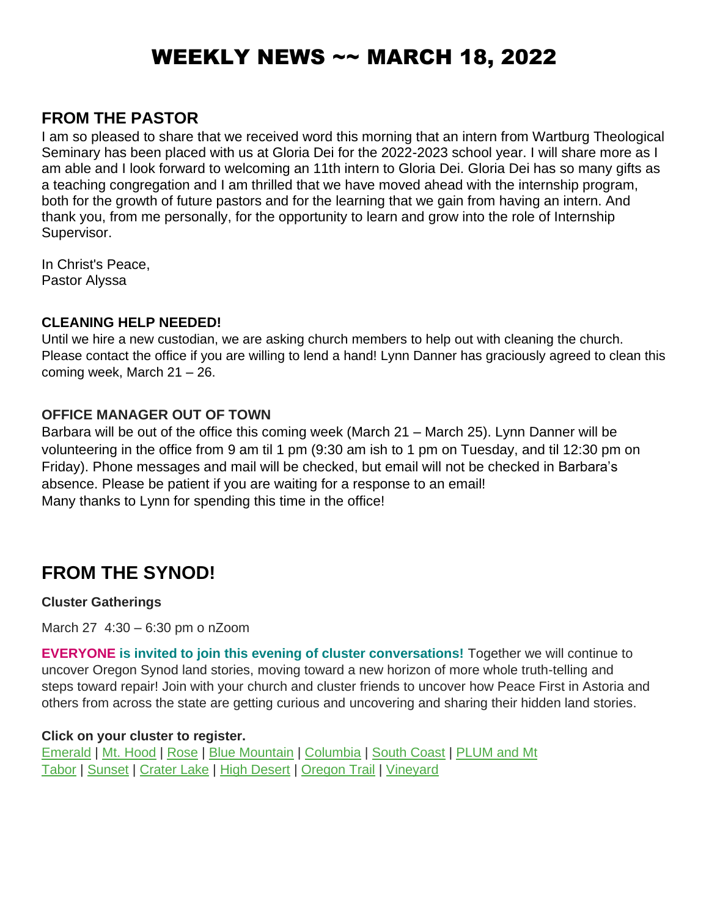# WEEKLY NEWS ~~ MARCH 18, 2022

## FROM THE PASTOR

I am so pleased to share that we received word this morning that an intern from Wartburg Theological Seminary has been placed with us at Gloria Dei for the 2022-2023 school year. I will share more as I am able and I look forward to welcoming an 11th intern to Gloria Dei. Gloria Dei has so many gifts as a teaching congregation and I am thrilled that we have moved ahead with the internship program, both for the growth of future pastors and for the learning that we gain from having an intern. And thank you, from me personally, for the opportunity to learn and grow into the role of Internship Supervisor.

In Christ's Peace,
Pastor Alyssa

### CLEANING HELP NEEDED!

Until we hire a new custodian, we are asking church members to help out with cleaning the church. Please contact the office if you are willing to lend a hand! Lynn Danner has graciously agreed to clean this coming week, March 21 – 26.

### OFFICE MANAGER OUT OF TOWN

Barbara will be out of the office this coming week (March 21 – March 25). Lynn Danner will be volunteering in the office from 9 am til 1 pm (9:30 am ish to 1 pm on Tuesday, and til 12:30 pm on Friday). Phone messages and mail will be checked, but email will not be checked in Barbara's absence. Please be patient if you are waiting for a response to an email!
Many thanks to Lynn for spending this time in the office!

## FROM THE SYNOD!

**Cluster Gatherings**

March 27 4:30 – 6:30 pm o nZoom

**EVERYONE is invited to join this evening of cluster conversations!** Together we will continue to uncover Oregon Synod land stories, moving toward a new horizon of more whole truth-telling and steps toward repair! Join with your church and cluster friends to uncover how Peace First in Astoria and others from across the state are getting curious and uncovering and sharing their hidden land stories.

**Click on your cluster to register.**
Emerald | Mt. Hood | Rose | Blue Mountain | Columbia | South Coast | PLUM and Mt Tabor | Sunset | Crater Lake | High Desert | Oregon Trail | Vineyard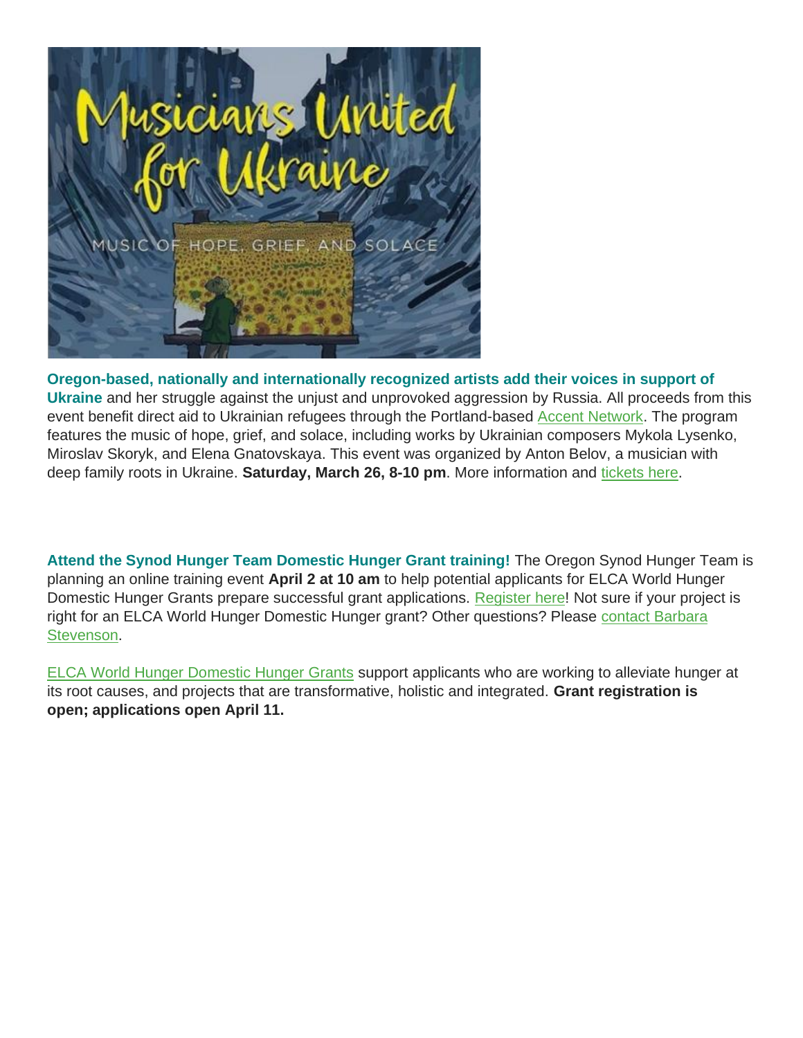**Oregon-based, nationally and internationally recognized artists add their voices in support of Ukraine** and her struggle against the unjust and unprovoked aggression by Russia. All proceeds from this event benefit direct aid to Ukrainian refugees through the Portland-based Accent Network. The program features the music of hope, grief, and solace, including works by Ukrainian composers Mykola Lysenko, Miroslav Skoryk, and Elena Gnatovskaya. This event was organized by Anton Belov, a musician with deep family roots in Ukraine. **Saturday, March 26, 8-10 pm**. More information and tickets here.

**Attend the Synod Hunger Team Domestic Hunger Grant training!** The Oregon Synod Hunger Team is planning an online training event **April 2 at 10 am** to help potential applicants for ELCA World Hunger Domestic Hunger Grants prepare successful grant applications. Register here! Not sure if your project is right for an ELCA World Hunger Domestic Hunger grant? Other questions? Please contact Barbara Stevenson.

ELCA World Hunger Domestic Hunger Grants support applicants who are working to alleviate hunger at its root causes, and projects that are transformative, holistic and integrated. **Grant registration is open; applications open April 11.**